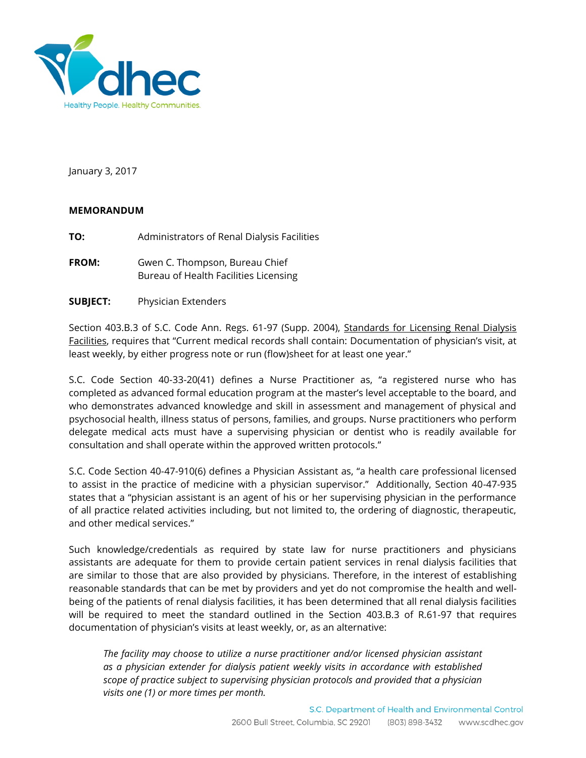January 3, 2017

**MEMORANDUM**

**TO:** Administrators of Renal Dialysis Facilities

**FROM:** Gwen C. Thompson, Bureau Chief
Bureau of Health Facilities Licensing

**SUBJECT:** Physician Extenders

Section 403.B.3 of S.C. Code Ann. Regs. 61-97 (Supp. 2004), Standards for Licensing Renal Dialysis Facilities, requires that "Current medical records shall contain: Documentation of physician's visit, at least weekly, by either progress note or run (flow)sheet for at least one year."

S.C. Code Section 40-33-20(41) defines a Nurse Practitioner as, "a registered nurse who has completed as advanced formal education program at the master's level acceptable to the board, and who demonstrates advanced knowledge and skill in assessment and management of physical and psychosocial health, illness status of persons, families, and groups. Nurse practitioners who perform delegate medical acts must have a supervising physician or dentist who is readily available for consultation and shall operate within the approved written protocols."

S.C. Code Section 40-47-910(6) defines a Physician Assistant as, "a health care professional licensed to assist in the practice of medicine with a physician supervisor." Additionally, Section 40-47-935 states that a "physician assistant is an agent of his or her supervising physician in the performance of all practice related activities including, but not limited to, the ordering of diagnostic, therapeutic, and other medical services."

Such knowledge/credentials as required by state law for nurse practitioners and physicians assistants are adequate for them to provide certain patient services in renal dialysis facilities that are similar to those that are also provided by physicians. Therefore, in the interest of establishing reasonable standards that can be met by providers and yet do not compromise the health and well-being of the patients of renal dialysis facilities, it has been determined that all renal dialysis facilities will be required to meet the standard outlined in the Section 403.B.3 of R.61-97 that requires documentation of physician's visits at least weekly, or, as an alternative:

> *The facility may choose to utilize a nurse practitioner and/or licensed physician assistant as a physician extender for dialysis patient weekly visits in accordance with established scope of practice subject to supervising physician protocols and provided that a physician visits one (1) or more times per month.*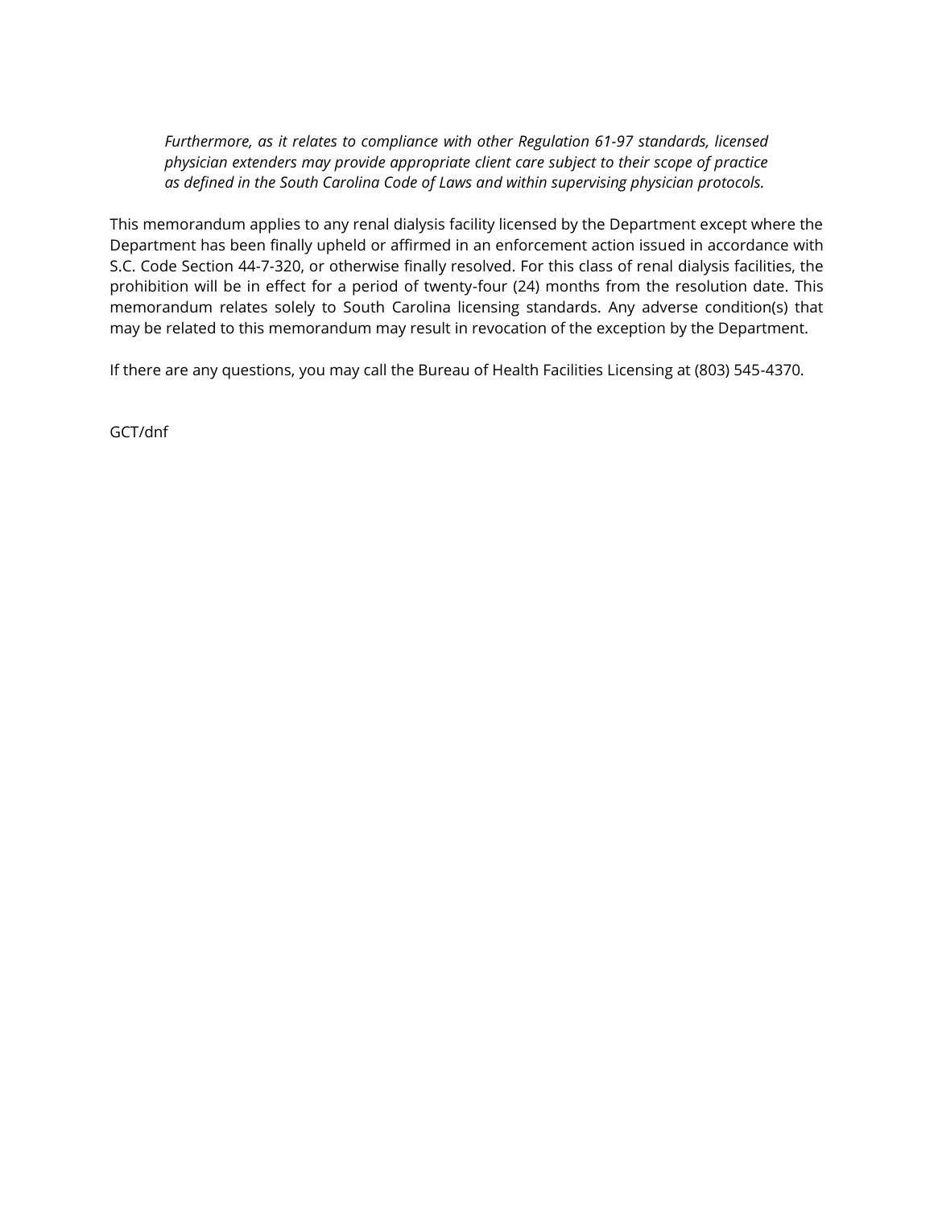*Furthermore, as it relates to compliance with other Regulation 61-97 standards, licensed physician extenders may provide appropriate client care subject to their scope of practice as defined in the South Carolina Code of Laws and within supervising physician protocols.*

This memorandum applies to any renal dialysis facility licensed by the Department except where the Department has been finally upheld or affirmed in an enforcement action issued in accordance with S.C. Code Section 44-7-320, or otherwise finally resolved. For this class of renal dialysis facilities, the prohibition will be in effect for a period of twenty-four (24) months from the resolution date. This memorandum relates solely to South Carolina licensing standards. Any adverse condition(s) that may be related to this memorandum may result in revocation of the exception by the Department.

If there are any questions, you may call the Bureau of Health Facilities Licensing at (803) 545-4370.

GCT/dnf